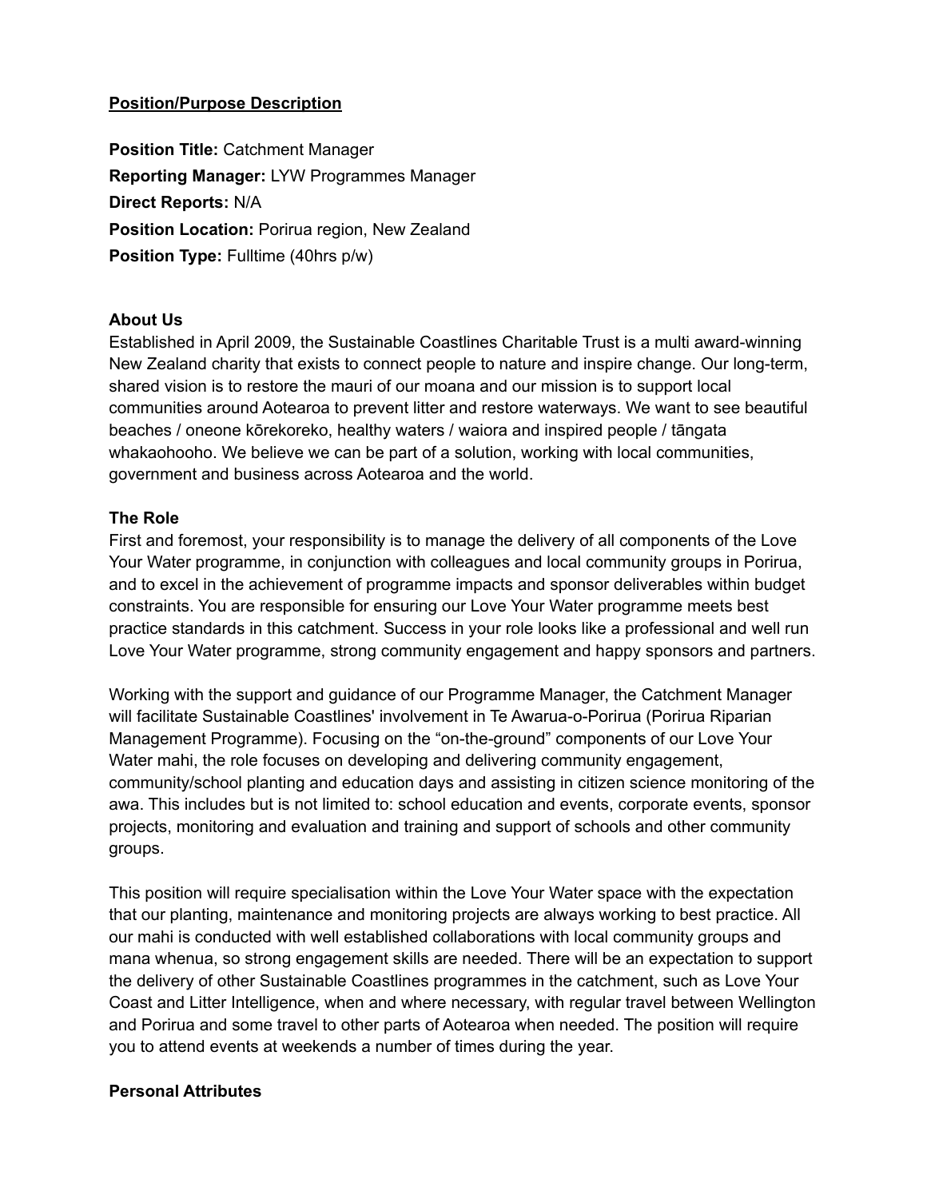**<u>Position/Purpose Description</u>**

**Position Title:** Catchment Manager
**Reporting Manager:** LYW Programmes Manager
**Direct Reports:** N/A
**Position Location:** Porirua region, New Zealand
**Position Type:** Fulltime (40hrs p/w)

**About Us**

Established in April 2009, the Sustainable Coastlines Charitable Trust is a multi award-winning New Zealand charity that exists to connect people to nature and inspire change. Our long-term, shared vision is to restore the mauri of our moana and our mission is to support local communities around Aotearoa to prevent litter and restore waterways. We want to see beautiful beaches / oneone kōrekoreko, healthy waters / waiora and inspired people / tāngata whakaohooho. We believe we can be part of a solution, working with local communities, government and business across Aotearoa and the world.

**The Role**

First and foremost, your responsibility is to manage the delivery of all components of the Love Your Water programme, in conjunction with colleagues and local community groups in Porirua, and to excel in the achievement of programme impacts and sponsor deliverables within budget constraints. You are responsible for ensuring our Love Your Water programme meets best practice standards in this catchment. Success in your role looks like a professional and well run Love Your Water programme, strong community engagement and happy sponsors and partners.

Working with the support and guidance of our Programme Manager, the Catchment Manager will facilitate Sustainable Coastlines' involvement in Te Awarua-o-Porirua (Porirua Riparian Management Programme). Focusing on the "on-the-ground" components of our Love Your Water mahi, the role focuses on developing and delivering community engagement, community/school planting and education days and assisting in citizen science monitoring of the awa. This includes but is not limited to: school education and events, corporate events, sponsor projects, monitoring and evaluation and training and support of schools and other community groups.

This position will require specialisation within the Love Your Water space with the expectation that our planting, maintenance and monitoring projects are always working to best practice. All our mahi is conducted with well established collaborations with local community groups and mana whenua, so strong engagement skills are needed. There will be an expectation to support the delivery of other Sustainable Coastlines programmes in the catchment, such as Love Your Coast and Litter Intelligence, when and where necessary, with regular travel between Wellington and Porirua and some travel to other parts of Aotearoa when needed. The position will require you to attend events at weekends a number of times during the year.

**Personal Attributes**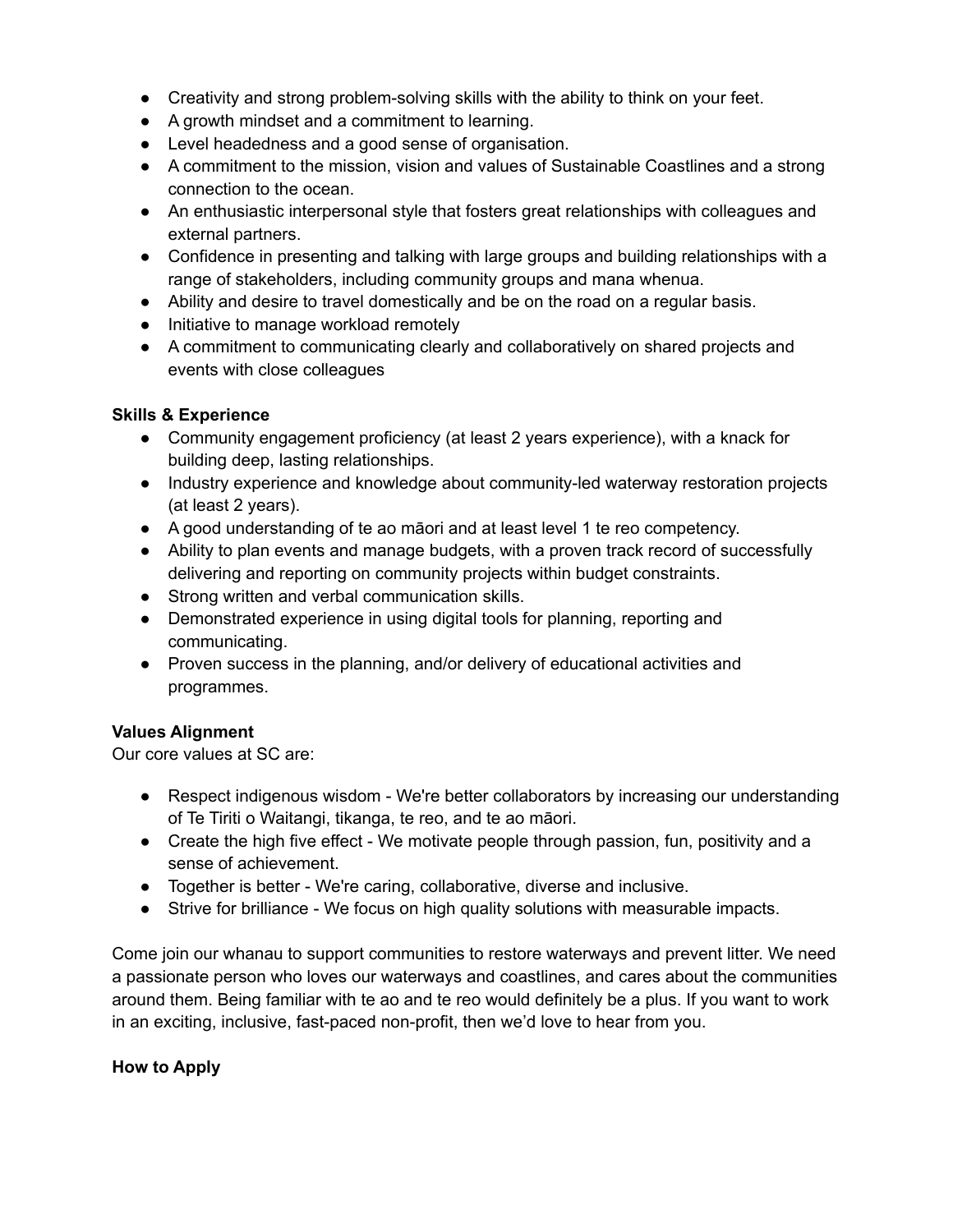- Creativity and strong problem-solving skills with the ability to think on your feet.
- A growth mindset and a commitment to learning.
- Level headedness and a good sense of organisation.
- A commitment to the mission, vision and values of Sustainable Coastlines and a strong connection to the ocean.
- An enthusiastic interpersonal style that fosters great relationships with colleagues and external partners.
- Confidence in presenting and talking with large groups and building relationships with a range of stakeholders, including community groups and mana whenua.
- Ability and desire to travel domestically and be on the road on a regular basis.
- Initiative to manage workload remotely
- A commitment to communicating clearly and collaboratively on shared projects and events with close colleagues

**Skills & Experience**

- Community engagement proficiency (at least 2 years experience), with a knack for building deep, lasting relationships.
- Industry experience and knowledge about community-led waterway restoration projects (at least 2 years).
- A good understanding of te ao māori and at least level 1 te reo competency.
- Ability to plan events and manage budgets, with a proven track record of successfully delivering and reporting on community projects within budget constraints.
- Strong written and verbal communication skills.
- Demonstrated experience in using digital tools for planning, reporting and communicating.
- Proven success in the planning, and/or delivery of educational activities and programmes.

**Values Alignment**

Our core values at SC are:

- Respect indigenous wisdom - We're better collaborators by increasing our understanding of Te Tiriti o Waitangi, tikanga, te reo, and te ao māori.
- Create the high five effect - We motivate people through passion, fun, positivity and a sense of achievement.
- Together is better - We're caring, collaborative, diverse and inclusive.
- Strive for brilliance - We focus on high quality solutions with measurable impacts.

Come join our whanau to support communities to restore waterways and prevent litter. We need a passionate person who loves our waterways and coastlines, and cares about the communities around them. Being familiar with te ao and te reo would definitely be a plus. If you want to work in an exciting, inclusive, fast-paced non-profit, then we'd love to hear from you.

**How to Apply**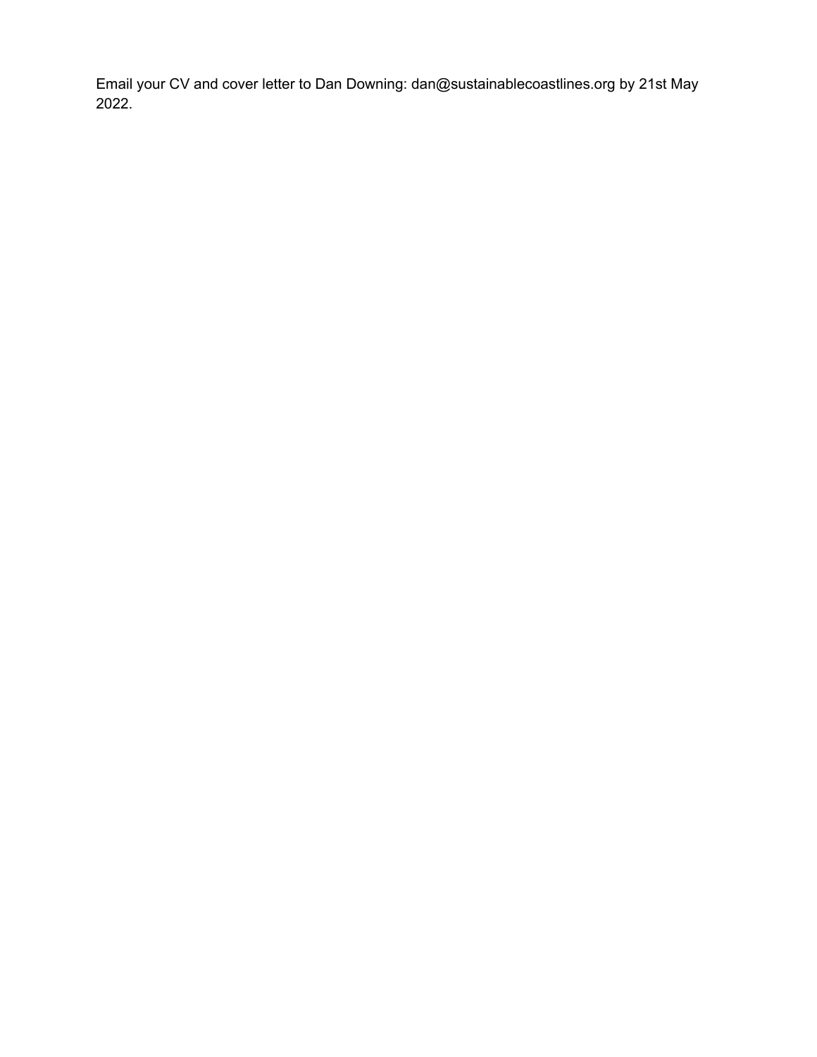Email your CV and cover letter to Dan Downing: dan@sustainablecoastlines.org by 21st May 2022.